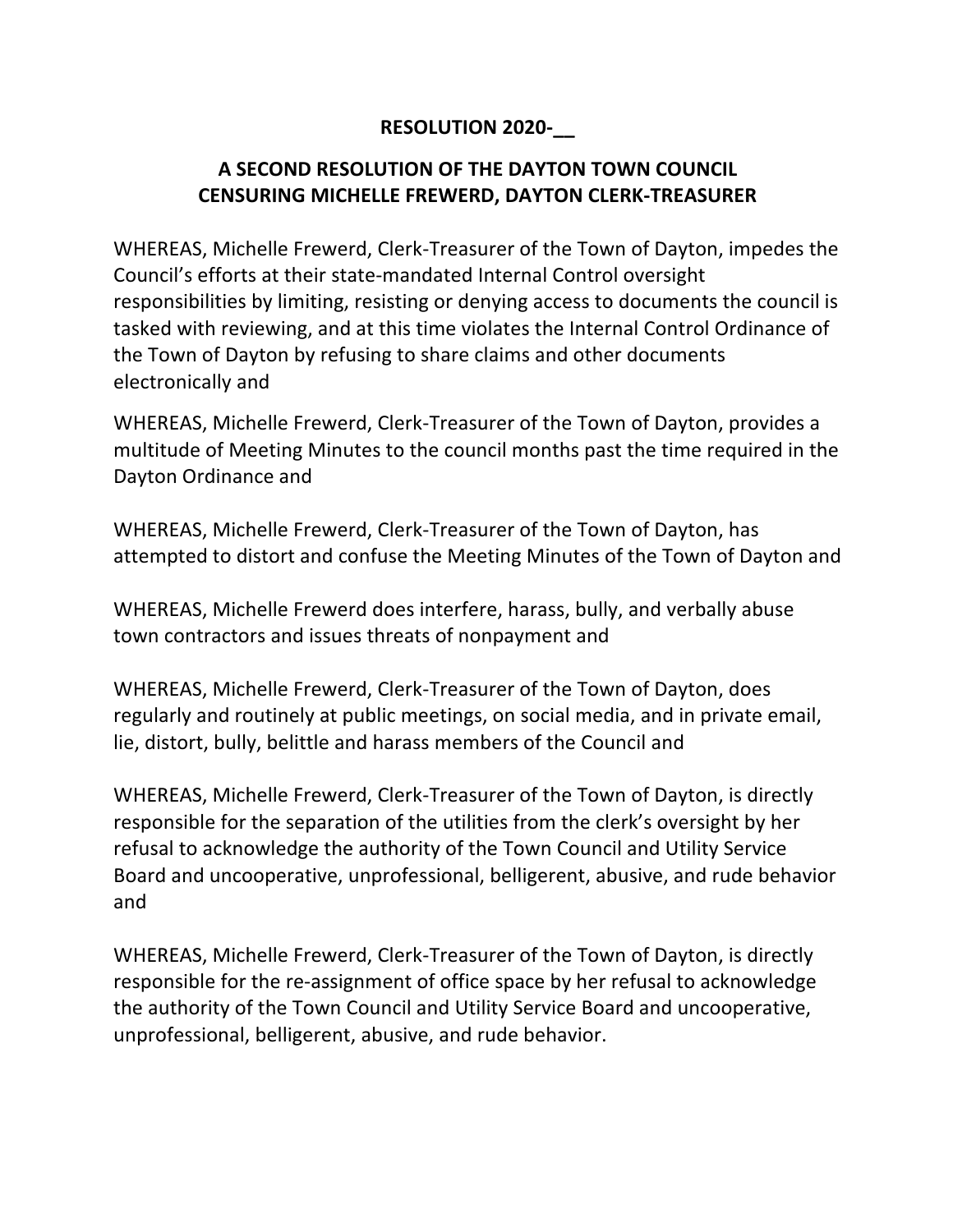**RESOLUTION 2020-__**

**A SECOND RESOLUTION OF THE DAYTON TOWN COUNCIL CENSURING MICHELLE FREWERD, DAYTON CLERK-TREASURER**

WHEREAS, Michelle Frewerd, Clerk-Treasurer of the Town of Dayton, impedes the Council's efforts at their state-mandated Internal Control oversight responsibilities by limiting, resisting or denying access to documents the council is tasked with reviewing, and at this time violates the Internal Control Ordinance of the Town of Dayton by refusing to share claims and other documents electronically and

WHEREAS, Michelle Frewerd, Clerk-Treasurer of the Town of Dayton, provides a multitude of Meeting Minutes to the council months past the time required in the Dayton Ordinance and

WHEREAS, Michelle Frewerd, Clerk-Treasurer of the Town of Dayton, has attempted to distort and confuse the Meeting Minutes of the Town of Dayton and

WHEREAS, Michelle Frewerd does interfere, harass, bully, and verbally abuse town contractors and issues threats of nonpayment and

WHEREAS, Michelle Frewerd, Clerk-Treasurer of the Town of Dayton, does regularly and routinely at public meetings, on social media, and in private email, lie, distort, bully, belittle and harass members of the Council and

WHEREAS, Michelle Frewerd, Clerk-Treasurer of the Town of Dayton, is directly responsible for the separation of the utilities from the clerk's oversight by her refusal to acknowledge the authority of the Town Council and Utility Service Board and uncooperative, unprofessional, belligerent, abusive, and rude behavior and

WHEREAS, Michelle Frewerd, Clerk-Treasurer of the Town of Dayton, is directly responsible for the re-assignment of office space by her refusal to acknowledge the authority of the Town Council and Utility Service Board and uncooperative, unprofessional, belligerent, abusive, and rude behavior.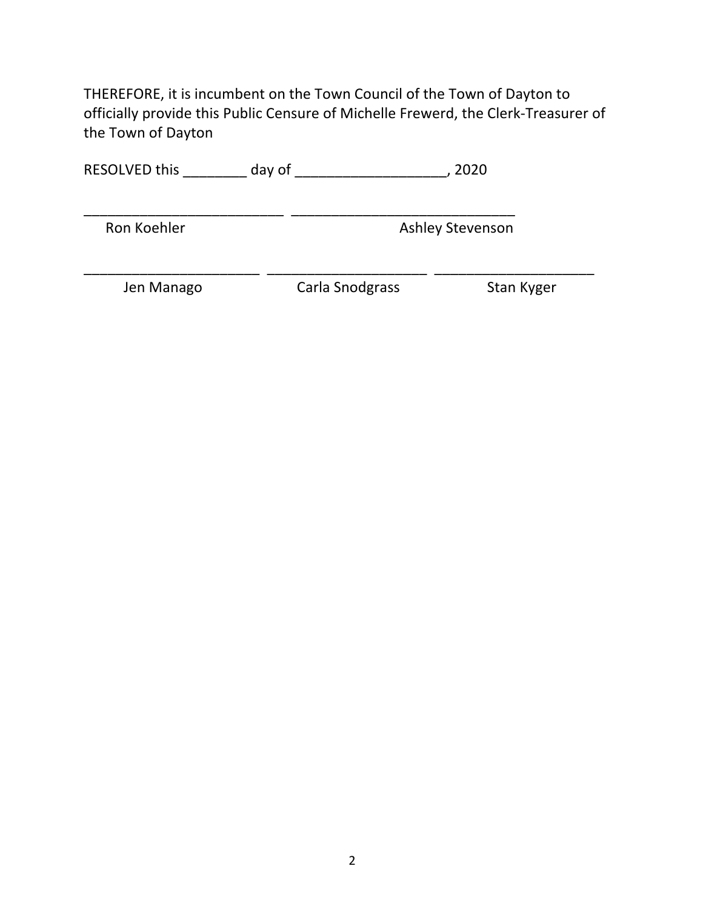THEREFORE, it is incumbent on the Town Council of the Town of Dayton to officially provide this Public Census of Michelle Frewerd, the Clerk-Treasurer of the Town of Dayton

RESOLVED this ________ day of ___________________, 2020

_________________________ ____________________________

Ron Koehler                                        Ashley Stevenson

______________________ ____________________ ____________________

Jen Manago                    Carla Snodgrass                    Stan Kyger

THEREFORE, it is incumbent on the Town Council of the Town of Dayton to officially provide this Public Censure of Michelle Frewerd, the Clerk-Treasurer of the Town of Dayton

RESOLVED this ________ day of ___________________, 2020

_________________________ ____________________________

Ron Koehler                                        Ashley Stevenson

______________________ ____________________ ____________________

Jen Manago                    Carla Snodgrass                    Stan Kyger